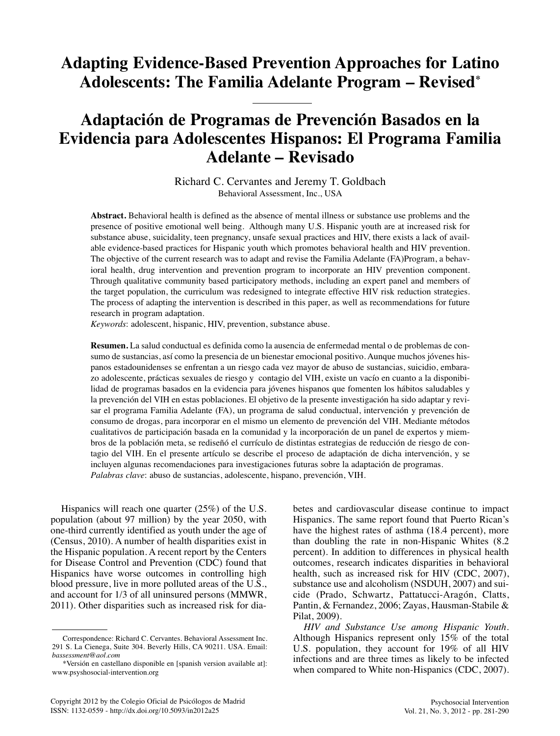# Adapting Evidence-Based Prevention Approaches for Latino Adolescents: The Familia Adelante Program – Revised*

# Adaptación de Programas de Prevención Basados en la Evidencia para Adolescentes Hispanos: El Programa Familia Adelante – Revisado

Richard C. Cervantes and Jeremy T. Goldbach
Behavioral Assessment, Inc., USA

**Abstract.** Behavioral health is defined as the absence of mental illness or substance use problems and the presence of positive emotional well being. Although many U.S. Hispanic youth are at increased risk for substance abuse, suicidality, teen pregnancy, unsafe sexual practices and HIV, there exists a lack of available evidence-based practices for Hispanic youth which promotes behavioral health and HIV prevention. The objective of the current research was to adapt and revise the Familia Adelante (FA)Program, a behavioral health, drug intervention and prevention program to incorporate an HIV prevention component. Through qualitative community based participatory methods, including an expert panel and members of the target population, the curriculum was redesigned to integrate effective HIV risk reduction strategies. The process of adapting the intervention is described in this paper, as well as recommendations for future research in program adaptation.
*Keywords*: adolescent, hispanic, HIV, prevention, substance abuse.

**Resumen.** La salud conductual es definida como la ausencia de enfermedad mental o de problemas de consumo de sustancias, así como la presencia de un bienestar emocional positivo. Aunque muchos jóvenes hispanos estadounidenses se enfrentan a un riesgo cada vez mayor de abuso de sustancias, suicidio, embarazo adolescente, prácticas sexuales de riesgo y contagio del VIH, existe un vacío en cuanto a la disponibilidad de programas basados en la evidencia para jóvenes hispanos que fomenten los hábitos saludables y la prevención del VIH en estas poblaciones. El objetivo de la presente investigación ha sido adaptar y revisar el programa Familia Adelante (FA), un programa de salud conductual, intervención y prevención de consumo de drogas, para incorporar en el mismo un elemento de prevención del VIH. Mediante métodos cualitativos de participación basada en la comunidad y la incorporación de un panel de expertos y miembros de la población meta, se rediseñó el currículo de distintas estrategias de reducción de riesgo de contagio del VIH. En el presente artículo se describe el proceso de adaptación de dicha intervención, y se incluyen algunas recomendaciones para investigaciones futuras sobre la adaptación de programas.
*Palabras clave*: abuso de sustancias, adolescente, hispano, prevención, VIH.

Hispanics will reach one quarter (25%) of the U.S. population (about 97 million) by the year 2050, with one-third currently identified as youth under the age of (Census, 2010). A number of health disparities exist in the Hispanic population. A recent report by the Centers for Disease Control and Prevention (CDC) found that Hispanics have worse outcomes in controlling high blood pressure, live in more polluted areas of the U.S., and account for 1/3 of all uninsured persons (MMWR, 2011). Other disparities such as increased risk for diabetes and cardiovascular disease continue to impact Hispanics. The same report found that Puerto Rican's have the highest rates of asthma (18.4 percent), more than doubling the rate in non-Hispanic Whites (8.2 percent). In addition to differences in physical health outcomes, research indicates disparities in behavioral health, such as increased risk for HIV (CDC, 2007), substance use and alcoholism (NSDUH, 2007) and suicide (Prado, Schwartz, Pattatucci-Aragón, Clatts, Pantin, & Fernandez, 2006; Zayas, Hausman-Stabile & Pilat, 2009).

*HIV and Substance Use among Hispanic Youth*. Although Hispanics represent only 15% of the total U.S. population, they account for 19% of all HIV infections and are three times as likely to be infected when compared to White non-Hispanics (CDC, 2007).

Correspondence: Richard C. Cervantes. Behavioral Assessment Inc. 291 S. La Cienega, Suite 304. Beverly Hills, CA 90211. USA. Email: *bassessment@aol.com*

*Versión en castellano disponible en [spanish version available at]: www.psyshosocial-intervention.org

Copyright 2012 by the Colegio Oficial de Psicólogos de Madrid
ISSN: 1132-0559 - http://dx.doi.org/10.5093/in2012a25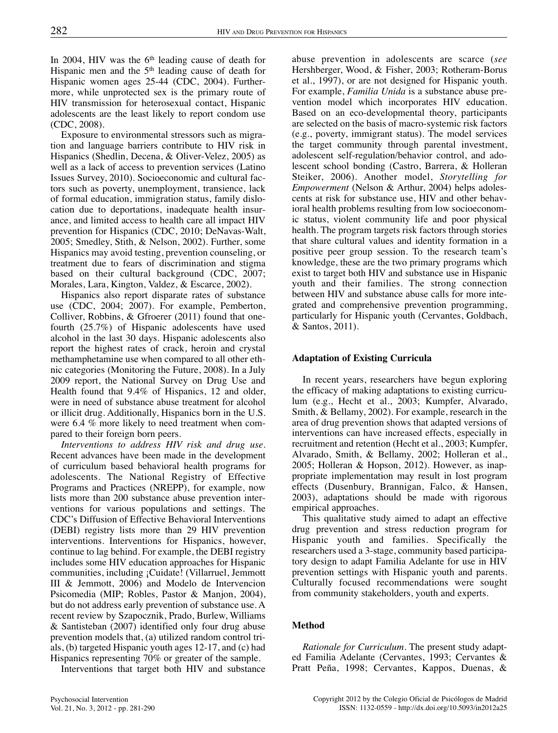In 2004, HIV was the 6th leading cause of death for Hispanic men and the 5th leading cause of death for Hispanic women ages 25-44 (CDC, 2004). Furthermore, while unprotected sex is the primary route of HIV transmission for heterosexual contact, Hispanic adolescents are the least likely to report condom use (CDC, 2008).

Exposure to environmental stressors such as migration and language barriers contribute to HIV risk in Hispanics (Shedlin, Decena, & Oliver-Velez, 2005) as well as a lack of access to prevention services (Latino Issues Survey, 2010). Socioeconomic and cultural factors such as poverty, unemployment, transience, lack of formal education, immigration status, family dislocation due to deportations, inadequate health insurance, and limited access to health care all impact HIV prevention for Hispanics (CDC, 2010; DeNavas-Walt, 2005; Smedley, Stith, & Nelson, 2002). Further, some Hispanics may avoid testing, prevention counseling, or treatment due to fears of discrimination and stigma based on their cultural background (CDC, 2007; Morales, Lara, Kington, Valdez, & Escarce, 2002).

Hispanics also report disparate rates of substance use (CDC, 2004; 2007). For example, Pemberton, Colliver, Robbins, & Gfroerer (2011) found that one-fourth (25.7%) of Hispanic adolescents have used alcohol in the last 30 days. Hispanic adolescents also report the highest rates of crack, heroin and crystal methamphetamine use when compared to all other ethnic categories (Monitoring the Future, 2008). In a July 2009 report, the National Survey on Drug Use and Health found that 9.4% of Hispanics, 12 and older, were in need of substance abuse treatment for alcohol or illicit drug. Additionally, Hispanics born in the U.S. were 6.4 % more likely to need treatment when compared to their foreign born peers.

*Interventions to address HIV risk and drug use.* Recent advances have been made in the development of curriculum based behavioral health programs for adolescents. The National Registry of Effective Programs and Practices (NREPP), for example, now lists more than 200 substance abuse prevention interventions for various populations and settings. The CDC's Diffusion of Effective Behavioral Interventions (DEBI) registry lists more than 29 HIV prevention interventions. Interventions for Hispanics, however, continue to lag behind. For example, the DEBI registry includes some HIV education approaches for Hispanic communities, including ¡Cuidate! (Villarruel, Jemmott III & Jemmott, 2006) and Modelo de Intervencion Psicomedia (MIP; Robles, Pastor & Manjon, 2004), but do not address early prevention of substance use. A recent review by Szapocznik, Prado, Burlew, Williams & Santisteban (2007) identified only four drug abuse prevention models that, (a) utilized random control trials, (b) targeted Hispanic youth ages 12-17, and (c) had Hispanics representing 70% or greater of the sample.

Interventions that target both HIV and substance abuse prevention in adolescents are scarce (*see* Hershberger, Wood, & Fisher, 2003; Rotheram-Borus et al., 1997), or are not designed for Hispanic youth. For example, *Familia Unida* is a substance abuse prevention model which incorporates HIV education. Based on an eco-developmental theory, participants are selected on the basis of macro-systemic risk factors (e.g., poverty, immigrant status). The model services the target community through parental investment, adolescent self-regulation/behavior control, and adolescent school bonding (Castro, Barrera, & Holleran Steiker, 2006). Another model, *Storytelling for Empowerment* (Nelson & Arthur, 2004) helps adolescents at risk for substance use, HIV and other behavioral health problems resulting from low socioeconomic status, violent community life and poor physical health. The program targets risk factors through stories that share cultural values and identity formation in a positive peer group session. To the research team's knowledge, these are the two primary programs which exist to target both HIV and substance use in Hispanic youth and their families. The strong connection between HIV and substance abuse calls for more integrated and comprehensive prevention programming, particularly for Hispanic youth (Cervantes, Goldbach, & Santos, 2011).

## Adaptation of Existing Curricula

In recent years, researchers have begun exploring the efficacy of making adaptations to existing curriculum (e.g., Hecht et al., 2003; Kumpfer, Alvarado, Smith, & Bellamy, 2002). For example, research in the area of drug prevention shows that adapted versions of interventions can have increased effects, especially in recruitment and retention (Hecht et al., 2003; Kumpfer, Alvarado, Smith, & Bellamy, 2002; Holleran et al., 2005; Holleran & Hopson, 2012). However, as inappropriate implementation may result in lost program effects (Dusenbury, Brannigan, Falco, & Hansen, 2003), adaptations should be made with rigorous empirical approaches.

This qualitative study aimed to adapt an effective drug prevention and stress reduction program for Hispanic youth and families. Specifically the researchers used a 3-stage, community based participatory design to adapt Familia Adelante for use in HIV prevention settings with Hispanic youth and parents. Culturally focused recommendations were sought from community stakeholders, youth and experts.

## Method

*Rationale for Curriculum.* The present study adapted Familia Adelante (Cervantes, 1993; Cervantes & Pratt Peña, 1998; Cervantes, Kappos, Duenas, &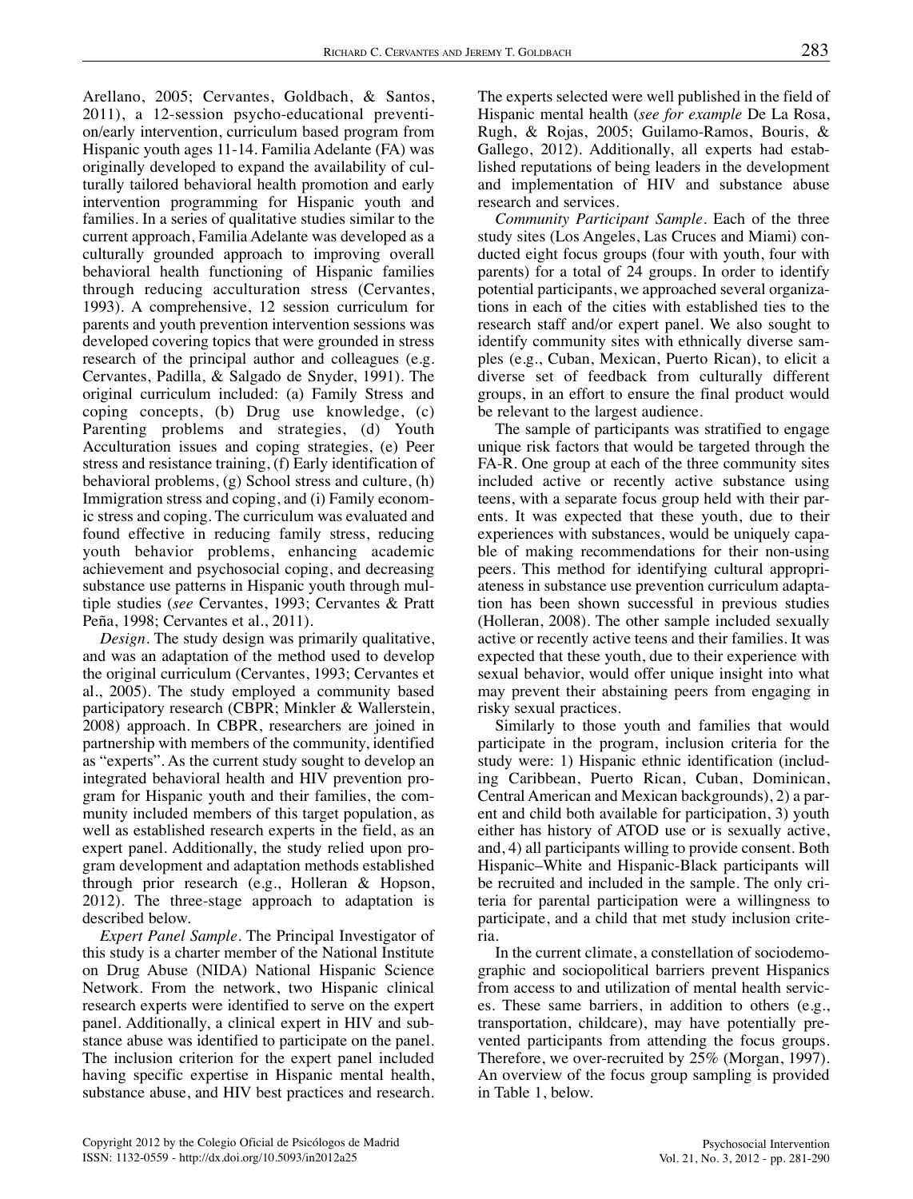Arellano, 2005; Cervantes, Goldbach, & Santos, 2011), a 12-session psycho-educational prevention/early intervention, curriculum based program from Hispanic youth ages 11-14. Familia Adelante (FA) was originally developed to expand the availability of culturally tailored behavioral health promotion and early intervention programming for Hispanic youth and families. In a series of qualitative studies similar to the current approach, Familia Adelante was developed as a culturally grounded approach to improving overall behavioral health functioning of Hispanic families through reducing acculturation stress (Cervantes, 1993). A comprehensive, 12 session curriculum for parents and youth prevention intervention sessions was developed covering topics that were grounded in stress research of the principal author and colleagues (e.g. Cervantes, Padilla, & Salgado de Snyder, 1991). The original curriculum included: (a) Family Stress and coping concepts, (b) Drug use knowledge, (c) Parenting problems and strategies, (d) Youth Acculturation issues and coping strategies, (e) Peer stress and resistance training, (f) Early identification of behavioral problems, (g) School stress and culture, (h) Immigration stress and coping, and (i) Family economic stress and coping. The curriculum was evaluated and found effective in reducing family stress, reducing youth behavior problems, enhancing academic achievement and psychosocial coping, and decreasing substance use patterns in Hispanic youth through multiple studies (*see* Cervantes, 1993; Cervantes & Pratt Peña, 1998; Cervantes et al., 2011).

*Design*. The study design was primarily qualitative, and was an adaptation of the method used to develop the original curriculum (Cervantes, 1993; Cervantes et al., 2005). The study employed a community based participatory research (CBPR; Minkler & Wallerstein, 2008) approach. In CBPR, researchers are joined in partnership with members of the community, identified as "experts". As the current study sought to develop an integrated behavioral health and HIV prevention program for Hispanic youth and their families, the community included members of this target population, as well as established research experts in the field, as an expert panel. Additionally, the study relied upon program development and adaptation methods established through prior research (e.g., Holleran & Hopson, 2012). The three-stage approach to adaptation is described below.

*Expert Panel Sample*. The Principal Investigator of this study is a charter member of the National Institute on Drug Abuse (NIDA) National Hispanic Science Network. From the network, two Hispanic clinical research experts were identified to serve on the expert panel. Additionally, a clinical expert in HIV and substance abuse was identified to participate on the panel. The inclusion criterion for the expert panel included having specific expertise in Hispanic mental health, substance abuse, and HIV best practices and research. The experts selected were well published in the field of Hispanic mental health (*see for example* De La Rosa, Rugh, & Rojas, 2005; Guilamo-Ramos, Bouris, & Gallego, 2012). Additionally, all experts had established reputations of being leaders in the development and implementation of HIV and substance abuse research and services.

*Community Participant Sample*. Each of the three study sites (Los Angeles, Las Cruces and Miami) conducted eight focus groups (four with youth, four with parents) for a total of 24 groups. In order to identify potential participants, we approached several organizations in each of the cities with established ties to the research staff and/or expert panel. We also sought to identify community sites with ethnically diverse samples (e.g., Cuban, Mexican, Puerto Rican), to elicit a diverse set of feedback from culturally different groups, in an effort to ensure the final product would be relevant to the largest audience.

The sample of participants was stratified to engage unique risk factors that would be targeted through the FA-R. One group at each of the three community sites included active or recently active substance using teens, with a separate focus group held with their parents. It was expected that these youth, due to their experiences with substances, would be uniquely capable of making recommendations for their non-using peers. This method for identifying cultural appropriateness in substance use prevention curriculum adaptation has been shown successful in previous studies (Holleran, 2008). The other sample included sexually active or recently active teens and their families. It was expected that these youth, due to their experience with sexual behavior, would offer unique insight into what may prevent their abstaining peers from engaging in risky sexual practices.

Similarly to those youth and families that would participate in the program, inclusion criteria for the study were: 1) Hispanic ethnic identification (including Caribbean, Puerto Rican, Cuban, Dominican, Central American and Mexican backgrounds), 2) a parent and child both available for participation, 3) youth either has history of ATOD use or is sexually active, and, 4) all participants willing to provide consent. Both Hispanic–White and Hispanic-Black participants will be recruited and included in the sample. The only criteria for parental participation were a willingness to participate, and a child that met study inclusion criteria.

In the current climate, a constellation of sociodemographic and sociopolitical barriers prevent Hispanics from access to and utilization of mental health services. These same barriers, in addition to others (e.g., transportation, childcare), may have potentially prevented participants from attending the focus groups. Therefore, we over-recruited by 25% (Morgan, 1997). An overview of the focus group sampling is provided in Table 1, below.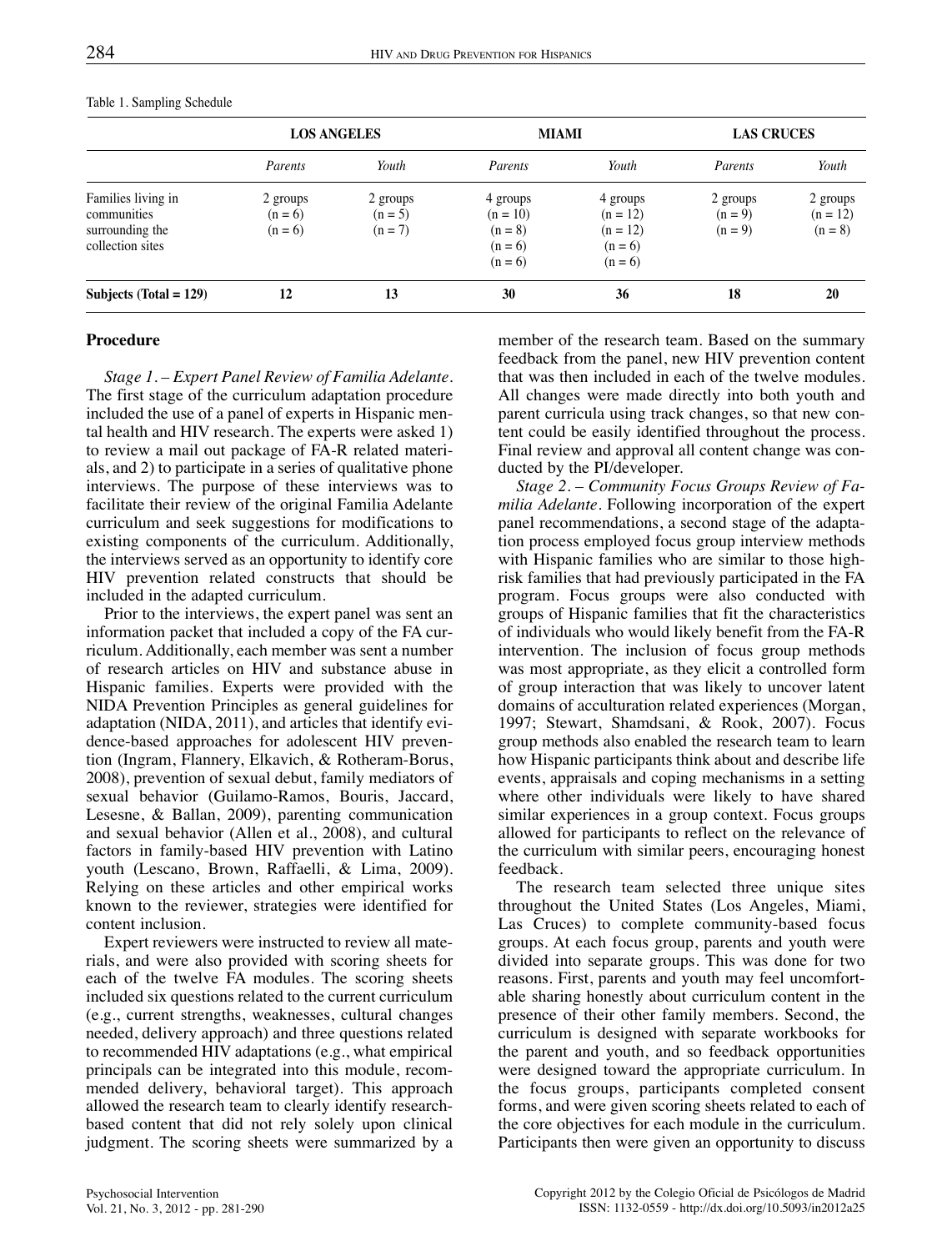Table 1. Sampling Schedule

| | LOS ANGELES | | MIAMI | | LAS CRUCES | |
|---|---|---|---|---|---|---|
| | *Parents* | *Youth* | *Parents* | *Youth* | *Parents* | *Youth* |
| Families living in communities surrounding the collection sites | 2 groups (n = 6) (n = 6) | 2 groups (n = 5) (n = 7) | 4 groups (n = 10) (n = 8) (n = 6) (n = 6) | 4 groups (n = 12) (n = 12) (n = 6) (n = 6) | 2 groups (n = 9) (n = 9) | 2 groups (n = 12) (n = 8) |
| **Subjects (Total = 129)** | **12** | **13** | **30** | **36** | **18** | **20** |

## Procedure

*Stage 1. – Expert Panel Review of Familia Adelante.* The first stage of the curriculum adaptation procedure included the use of a panel of experts in Hispanic mental health and HIV research. The experts were asked 1) to review a mail out package of FA-R related materials, and 2) to participate in a series of qualitative phone interviews. The purpose of these interviews was to facilitate their review of the original Familia Adelante curriculum and seek suggestions for modifications to existing components of the curriculum. Additionally, the interviews served as an opportunity to identify core HIV prevention related constructs that should be included in the adapted curriculum.

Prior to the interviews, the expert panel was sent an information packet that included a copy of the FA curriculum. Additionally, each member was sent a number of research articles on HIV and substance abuse in Hispanic families. Experts were provided with the NIDA Prevention Principles as general guidelines for adaptation (NIDA, 2011), and articles that identify evidence-based approaches for adolescent HIV prevention (Ingram, Flannery, Elkavich, & Rotheram-Borus, 2008), prevention of sexual debut, family mediators of sexual behavior (Guilamo-Ramos, Bouris, Jaccard, Lesesne, & Ballan, 2009), parenting communication and sexual behavior (Allen et al., 2008), and cultural factors in family-based HIV prevention with Latino youth (Lescano, Brown, Raffaelli, & Lima, 2009). Relying on these articles and other empirical works known to the reviewer, strategies were identified for content inclusion.

Expert reviewers were instructed to review all materials, and were also provided with scoring sheets for each of the twelve FA modules. The scoring sheets included six questions related to the current curriculum (e.g., current strengths, weaknesses, cultural changes needed, delivery approach) and three questions related to recommended HIV adaptations (e.g., what empirical principals can be integrated into this module, recommended delivery, behavioral target). This approach allowed the research team to clearly identify research-based content that did not rely solely upon clinical judgment. The scoring sheets were summarized by a member of the research team. Based on the summary feedback from the panel, new HIV prevention content that was then included in each of the twelve modules. All changes were made directly into both youth and parent curricula using track changes, so that new content could be easily identified throughout the process. Final review and approval all content change was conducted by the PI/developer.

*Stage 2. – Community Focus Groups Review of Familia Adelante.* Following incorporation of the expert panel recommendations, a second stage of the adaptation process employed focus group interview methods with Hispanic families who are similar to those high-risk families that had previously participated in the FA program. Focus groups were also conducted with groups of Hispanic families that fit the characteristics of individuals who would likely benefit from the FA-R intervention. The inclusion of focus group methods was most appropriate, as they elicit a controlled form of group interaction that was likely to uncover latent domains of acculturation related experiences (Morgan, 1997; Stewart, Shamdsani, & Rook, 2007). Focus group methods also enabled the research team to learn how Hispanic participants think about and describe life events, appraisals and coping mechanisms in a setting where other individuals were likely to have shared similar experiences in a group context. Focus groups allowed for participants to reflect on the relevance of the curriculum with similar peers, encouraging honest feedback.

The research team selected three unique sites throughout the United States (Los Angeles, Miami, Las Cruces) to complete community-based focus groups. At each focus group, parents and youth were divided into separate groups. This was done for two reasons. First, parents and youth may feel uncomfortable sharing honestly about curriculum content in the presence of their other family members. Second, the curriculum is designed with separate workbooks for the parent and youth, and so feedback opportunities were designed toward the appropriate curriculum. In the focus groups, participants completed consent forms, and were given scoring sheets related to each of the core objectives for each module in the curriculum. Participants then were given an opportunity to discuss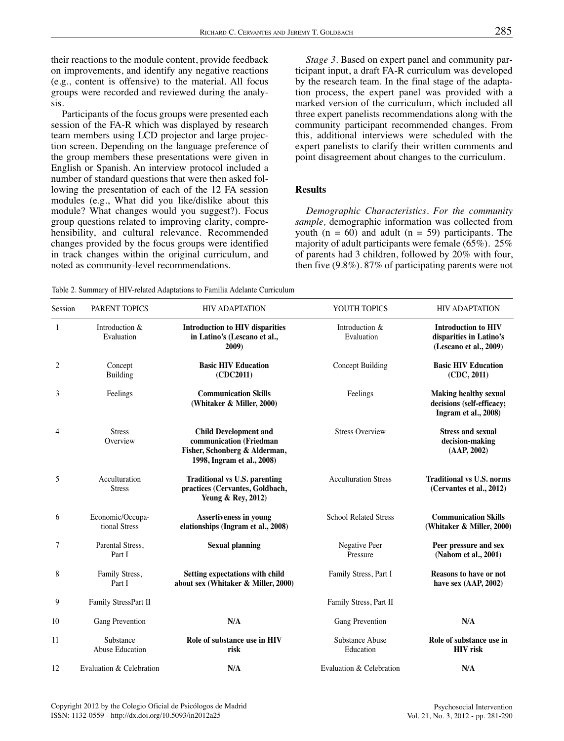their reactions to the module content, provide feedback on improvements, and identify any negative reactions (e.g., content is offensive) to the material. All focus groups were recorded and reviewed during the analysis.

Participants of the focus groups were presented each session of the FA-R which was displayed by research team members using LCD projector and large projection screen. Depending on the language preference of the group members these presentations were given in English or Spanish. An interview protocol included a number of standard questions that were then asked following the presentation of each of the 12 FA session modules (e.g., What did you like/dislike about this module? What changes would you suggest?). Focus group questions related to improving clarity, comprehensibility, and cultural relevance. Recommended changes provided by the focus groups were identified in track changes within the original curriculum, and noted as community-level recommendations.

*Stage 3*. Based on expert panel and community participant input, a draft FA-R curriculum was developed by the research team. In the final stage of the adaptation process, the expert panel was provided with a marked version of the curriculum, which included all three expert panelists recommendations along with the community participant recommended changes. From this, additional interviews were scheduled with the expert panelists to clarify their written comments and point disagreement about changes to the curriculum.

## Results

*Demographic Characteristics. For the community sample,* demographic information was collected from youth (n = 60) and adult (n = 59) participants. The majority of adult participants were female (65%). 25% of parents had 3 children, followed by 20% with four, then five (9.8%). 87% of participating parents were not

Table 2. Summary of HIV-related Adaptations to Familia Adelante Curriculum

| Session | PARENT TOPICS | HIV ADAPTATION | YOUTH TOPICS | HIV ADAPTATION |
|---|---|---|---|---|
| 1 | Introduction & Evaluation | **Introduction to HIV disparities in Latino's (Lescano et al., 2009)** | Introduction & Evaluation | **Introduction to HIV disparities in Latino's (Lescano et al., 2009)** |
| 2 | Concept Building | **Basic HIV Education (CDC2011)** | Concept Building | **Basic HIV Education (CDC, 2011)** |
| 3 | Feelings | **Communication Skills (Whitaker & Miller, 2000)** | Feelings | **Making healthy sexual decisions (self-efficacy; Ingram et al., 2008)** |
| 4 | Stress Overview | **Child Development and communication (Friedman Fisher, Schonberg & Alderman, 1998, Ingram et al., 2008)** | Stress Overview | **Stress and sexual decision-making (AAP, 2002)** |
| 5 | Acculturation Stress | **Traditional vs U.S. parenting practices (Cervantes, Goldbach, Yeung & Rey, 2012)** | Acculturation Stress | **Traditional vs U.S. norms (Cervantes et al., 2012)** |
| 6 | Economic/Occupational Stress | **Assertiveness in young elationships (Ingram et al., 2008)** | School Related Stress | **Communication Skills (Whitaker & Miller, 2000)** |
| 7 | Parental Stress, Part I | **Sexual planning** | Negative Peer Pressure | **Peer pressure and sex (Nahom et al., 2001)** |
| 8 | Family Stress, Part I | **Setting expectations with child about sex (Whitaker & Miller, 2000)** | Family Stress, Part I | **Reasons to have or not have sex (AAP, 2002)** |
| 9 | Family StressPart II | | Family Stress, Part II | |
| 10 | Gang Prevention | **N/A** | Gang Prevention | **N/A** |
| 11 | Substance Abuse Education | **Role of substance use in HIV risk** | Substance Abuse Education | **Role of substance use in HIV risk** |
| 12 | Evaluation & Celebration | **N/A** | Evaluation & Celebration | **N/A** |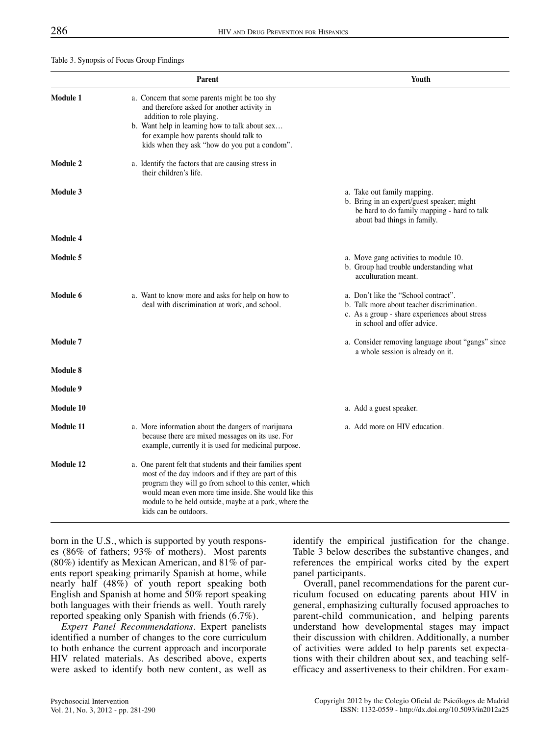Table 3. Synopsis of Focus Group Findings

| | Parent | Youth |
|---|---|---|
| **Module 1** | a. Concern that some parents might be too shy and therefore asked for another activity in addition to role playing.<br>b. Want help in learning how to talk about sex… for example how parents should talk to kids when they ask "how do you put a condom". | |
| **Module 2** | a. Identify the factors that are causing stress in their children's life. | |
| **Module 3** | | a. Take out family mapping.<br>b. Bring in an expert/guest speaker; might be hard to do family mapping - hard to talk about bad things in family. |
| **Module 4** | | |
| **Module 5** | | a. Move gang activities to module 10.<br>b. Group had trouble understanding what acculturation meant. |
| **Module 6** | a. Want to know more and asks for help on how to deal with discrimination at work, and school. | a. Don't like the "School contract".<br>b. Talk more about teacher discrimination.<br>c. As a group - share experiences about stress in school and offer advice. |
| **Module 7** | | a. Consider removing language about "gangs" since a whole session is already on it. |
| **Module 8** | | |
| **Module 9** | | |
| **Module 10** | | a. Add a guest speaker. |
| **Module 11** | a. More information about the dangers of marijuana because there are mixed messages on its use. For example, currently it is used for medicinal purpose. | a. Add more on HIV education. |
| **Module 12** | a. One parent felt that students and their families spent most of the day indoors and if they are part of this program they will go from school to this center, which would mean even more time inside. She would like this module to be held outside, maybe at a park, where the kids can be outdoors. | |

born in the U.S., which is supported by youth responses (86% of fathers; 93% of mothers). Most parents (80%) identify as Mexican American, and 81% of parents report speaking primarily Spanish at home, while nearly half (48%) of youth report speaking both English and Spanish at home and 50% report speaking both languages with their friends as well. Youth rarely reported speaking only Spanish with friends (6.7%).

*Expert Panel Recommendations.* Expert panelists identified a number of changes to the core curriculum to both enhance the current approach and incorporate HIV related materials. As described above, experts were asked to identify both new content, as well as identify the empirical justification for the change. Table 3 below describes the substantive changes, and references the empirical works cited by the expert panel participants.

Overall, panel recommendations for the parent curriculum focused on educating parents about HIV in general, emphasizing culturally focused approaches to parent-child communication, and helping parents understand how developmental stages may impact their discussion with children. Additionally, a number of activities were added to help parents set expectations with their children about sex, and teaching self-efficacy and assertiveness to their children. For exam-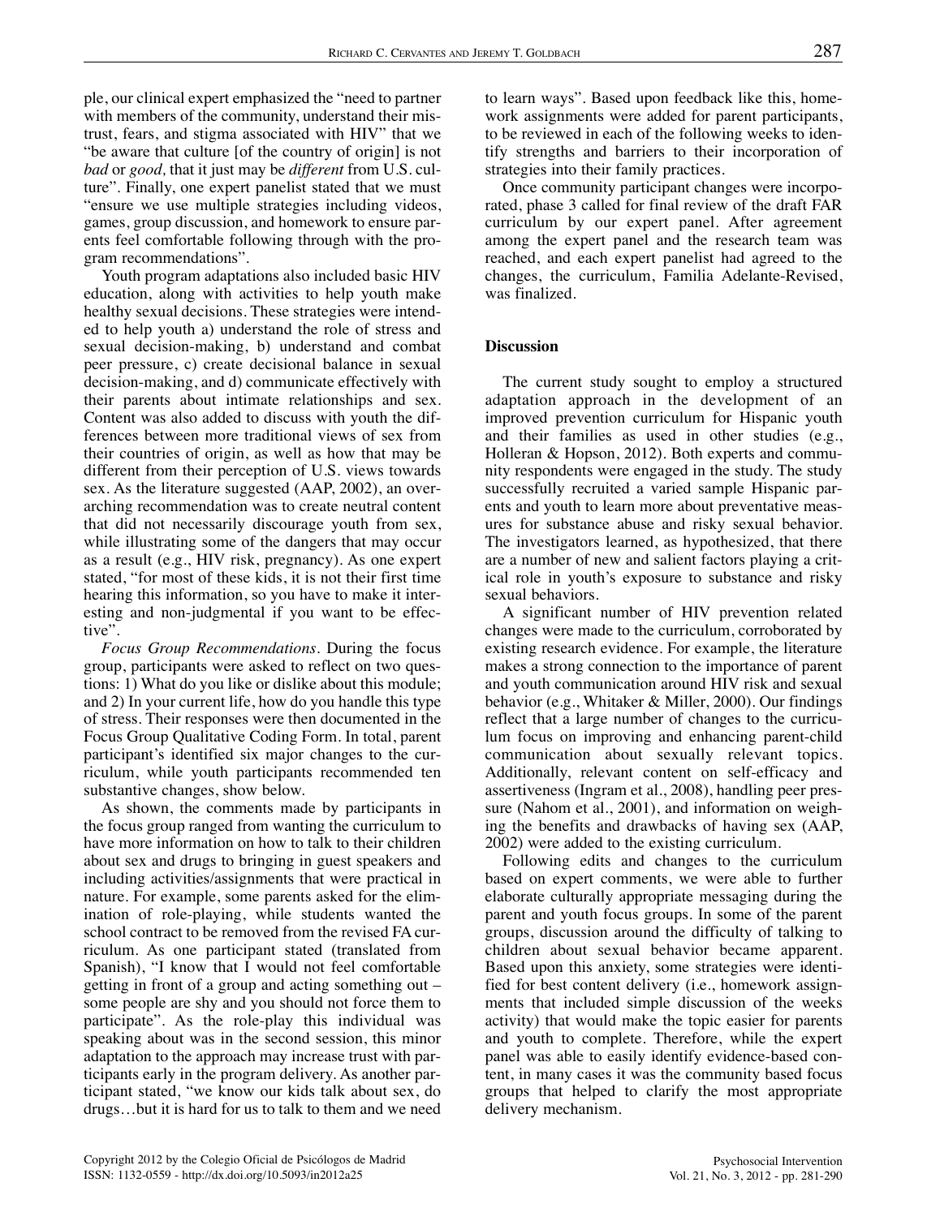ple, our clinical expert emphasized the "need to partner with members of the community, understand their mistrust, fears, and stigma associated with HIV" that we "be aware that culture [of the country of origin] is not *bad* or *good,* that it just may be *different* from U.S. culture". Finally, one expert panelist stated that we must "ensure we use multiple strategies including videos, games, group discussion, and homework to ensure parents feel comfortable following through with the program recommendations".

Youth program adaptations also included basic HIV education, along with activities to help youth make healthy sexual decisions. These strategies were intended to help youth a) understand the role of stress and sexual decision-making, b) understand and combat peer pressure, c) create decisional balance in sexual decision-making, and d) communicate effectively with their parents about intimate relationships and sex. Content was also added to discuss with youth the differences between more traditional views of sex from their countries of origin, as well as how that may be different from their perception of U.S. views towards sex. As the literature suggested (AAP, 2002), an overarching recommendation was to create neutral content that did not necessarily discourage youth from sex, while illustrating some of the dangers that may occur as a result (e.g., HIV risk, pregnancy). As one expert stated, "for most of these kids, it is not their first time hearing this information, so you have to make it interesting and non-judgmental if you want to be effective".

*Focus Group Recommendations.* During the focus group, participants were asked to reflect on two questions: 1) What do you like or dislike about this module; and 2) In your current life, how do you handle this type of stress. Their responses were then documented in the Focus Group Qualitative Coding Form. In total, parent participant's identified six major changes to the curriculum, while youth participants recommended ten substantive changes, show below.

As shown, the comments made by participants in the focus group ranged from wanting the curriculum to have more information on how to talk to their children about sex and drugs to bringing in guest speakers and including activities/assignments that were practical in nature. For example, some parents asked for the elimination of role-playing, while students wanted the school contract to be removed from the revised FA curriculum. As one participant stated (translated from Spanish), "I know that I would not feel comfortable getting in front of a group and acting something out – some people are shy and you should not force them to participate". As the role-play this individual was speaking about was in the second session, this minor adaptation to the approach may increase trust with participants early in the program delivery. As another participant stated, "we know our kids talk about sex, do drugs…but it is hard for us to talk to them and we need to learn ways". Based upon feedback like this, homework assignments were added for parent participants, to be reviewed in each of the following weeks to identify strengths and barriers to their incorporation of strategies into their family practices.

Once community participant changes were incorporated, phase 3 called for final review of the draft FAR curriculum by our expert panel. After agreement among the expert panel and the research team was reached, and each expert panelist had agreed to the changes, the curriculum, Familia Adelante-Revised, was finalized.

## Discussion

The current study sought to employ a structured adaptation approach in the development of an improved prevention curriculum for Hispanic youth and their families as used in other studies (e.g., Holleran & Hopson, 2012). Both experts and community respondents were engaged in the study. The study successfully recruited a varied sample Hispanic parents and youth to learn more about preventative measures for substance abuse and risky sexual behavior. The investigators learned, as hypothesized, that there are a number of new and salient factors playing a critical role in youth's exposure to substance and risky sexual behaviors.

A significant number of HIV prevention related changes were made to the curriculum, corroborated by existing research evidence. For example, the literature makes a strong connection to the importance of parent and youth communication around HIV risk and sexual behavior (e.g., Whitaker & Miller, 2000). Our findings reflect that a large number of changes to the curriculum focus on improving and enhancing parent-child communication about sexually relevant topics. Additionally, relevant content on self-efficacy and assertiveness (Ingram et al., 2008), handling peer pressure (Nahom et al., 2001), and information on weighing the benefits and drawbacks of having sex (AAP, 2002) were added to the existing curriculum.

Following edits and changes to the curriculum based on expert comments, we were able to further elaborate culturally appropriate messaging during the parent and youth focus groups. In some of the parent groups, discussion around the difficulty of talking to children about sexual behavior became apparent. Based upon this anxiety, some strategies were identified for best content delivery (i.e., homework assignments that included simple discussion of the weeks activity) that would make the topic easier for parents and youth to complete. Therefore, while the expert panel was able to easily identify evidence-based content, in many cases it was the community based focus groups that helped to clarify the most appropriate delivery mechanism.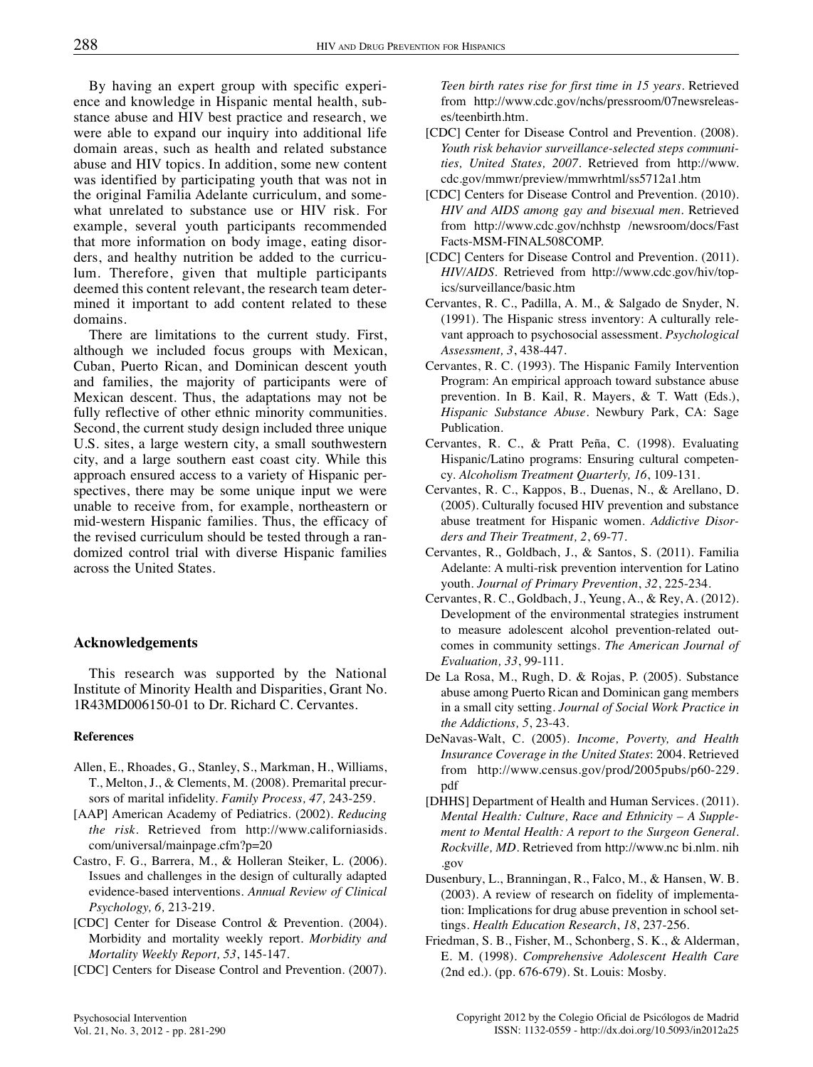By having an expert group with specific experience and knowledge in Hispanic mental health, substance abuse and HIV best practice and research, we were able to expand our inquiry into additional life domain areas, such as health and related substance abuse and HIV topics. In addition, some new content was identified by participating youth that was not in the original Familia Adelante curriculum, and somewhat unrelated to substance use or HIV risk. For example, several youth participants recommended that more information on body image, eating disorders, and healthy nutrition be added to the curriculum. Therefore, given that multiple participants deemed this content relevant, the research team determined it important to add content related to these domains.

There are limitations to the current study. First, although we included focus groups with Mexican, Cuban, Puerto Rican, and Dominican descent youth and families, the majority of participants were of Mexican descent. Thus, the adaptations may not be fully reflective of other ethnic minority communities. Second, the current study design included three unique U.S. sites, a large western city, a small southwestern city, and a large southern east coast city. While this approach ensured access to a variety of Hispanic perspectives, there may be some unique input we were unable to receive from, for example, northeastern or mid-western Hispanic families. Thus, the efficacy of the revised curriculum should be tested through a randomized control trial with diverse Hispanic families across the United States.

## Acknowledgements

This research was supported by the National Institute of Minority Health and Disparities, Grant No. 1R43MD006150-01 to Dr. Richard C. Cervantes.

### References

Allen, E., Rhoades, G., Stanley, S., Markman, H., Williams, T., Melton, J., & Clements, M. (2008). Premarital precursors of marital infidelity. *Family Process, 47,* 243-259.

[AAP] American Academy of Pediatrics. (2002). *Reducing the risk*. Retrieved from http://www.californiasids.com/universal/mainpage.cfm?p=20

Castro, F. G., Barrera, M., & Holleran Steiker, L. (2006). Issues and challenges in the design of culturally adapted evidence-based interventions. *Annual Review of Clinical Psychology, 6,* 213-219.

[CDC] Center for Disease Control & Prevention. (2004). Morbidity and mortality weekly report. *Morbidity and Mortality Weekly Report, 53*, 145-147.

[CDC] Centers for Disease Control and Prevention. (2007). *Teen birth rates rise for first time in 15 years*. Retrieved from http://www.cdc.gov/nchs/pressroom/07newsreleases/teenbirth.htm.

[CDC] Center for Disease Control and Prevention. (2008). *Youth risk behavior surveillance-selected steps communities, United States, 2007*. Retrieved from http://www.cdc.gov/mmwr/preview/mmwrhtml/ss5712a1.htm

[CDC] Centers for Disease Control and Prevention. (2010). *HIV and AIDS among gay and bisexual men*. Retrieved from http://www.cdc.gov/nchhstp /newsroom/docs/FastFacts-MSM-FINAL508COMP.

[CDC] Centers for Disease Control and Prevention. (2011). *HIV/AIDS*. Retrieved from http://www.cdc.gov/hiv/topics/surveillance/basic.htm

Cervantes, R. C., Padilla, A. M., & Salgado de Snyder, N. (1991). The Hispanic stress inventory: A culturally relevant approach to psychosocial assessment. *Psychological Assessment, 3*, 438-447.

Cervantes, R. C. (1993). The Hispanic Family Intervention Program: An empirical approach toward substance abuse prevention. In B. Kail, R. Mayers, & T. Watt (Eds.), *Hispanic Substance Abuse*. Newbury Park, CA: Sage Publication.

Cervantes, R. C., & Pratt Peña, C. (1998). Evaluating Hispanic/Latino programs: Ensuring cultural competency. *Alcoholism Treatment Quarterly, 16*, 109-131.

Cervantes, R. C., Kappos, B., Duenas, N., & Arellano, D. (2005). Culturally focused HIV prevention and substance abuse treatment for Hispanic women. *Addictive Disorders and Their Treatment, 2*, 69-77.

Cervantes, R., Goldbach, J., & Santos, S. (2011). Familia Adelante: A multi-risk prevention intervention for Latino youth. *Journal of Primary Prevention*, *32*, 225-234.

Cervantes, R. C., Goldbach, J., Yeung, A., & Rey, A. (2012). Development of the environmental strategies instrument to measure adolescent alcohol prevention-related outcomes in community settings. *The American Journal of Evaluation, 33*, 99-111.

De La Rosa, M., Rugh, D. & Rojas, P. (2005). Substance abuse among Puerto Rican and Dominican gang members in a small city setting. *Journal of Social Work Practice in the Addictions, 5*, 23-43.

DeNavas-Walt, C. (2005). *Income, Poverty, and Health Insurance Coverage in the United States*: 2004. Retrieved from http://www.census.gov/prod/2005pubs/p60-229.pdf

[DHHS] Department of Health and Human Services. (2011). *Mental Health: Culture, Race and Ethnicity – A Supplement to Mental Health: A report to the Surgeon General. Rockville, MD*. Retrieved from http://www.nc bi.nlm. nih .gov

Dusenbury, L., Branningan, R., Falco, M., & Hansen, W. B. (2003). A review of research on fidelity of implementation: Implications for drug abuse prevention in school settings. *Health Education Research*, *18*, 237-256.

Friedman, S. B., Fisher, M., Schonberg, S. K., & Alderman, E. M. (1998). *Comprehensive Adolescent Health Care* (2nd ed.). (pp. 676-679). St. Louis: Mosby.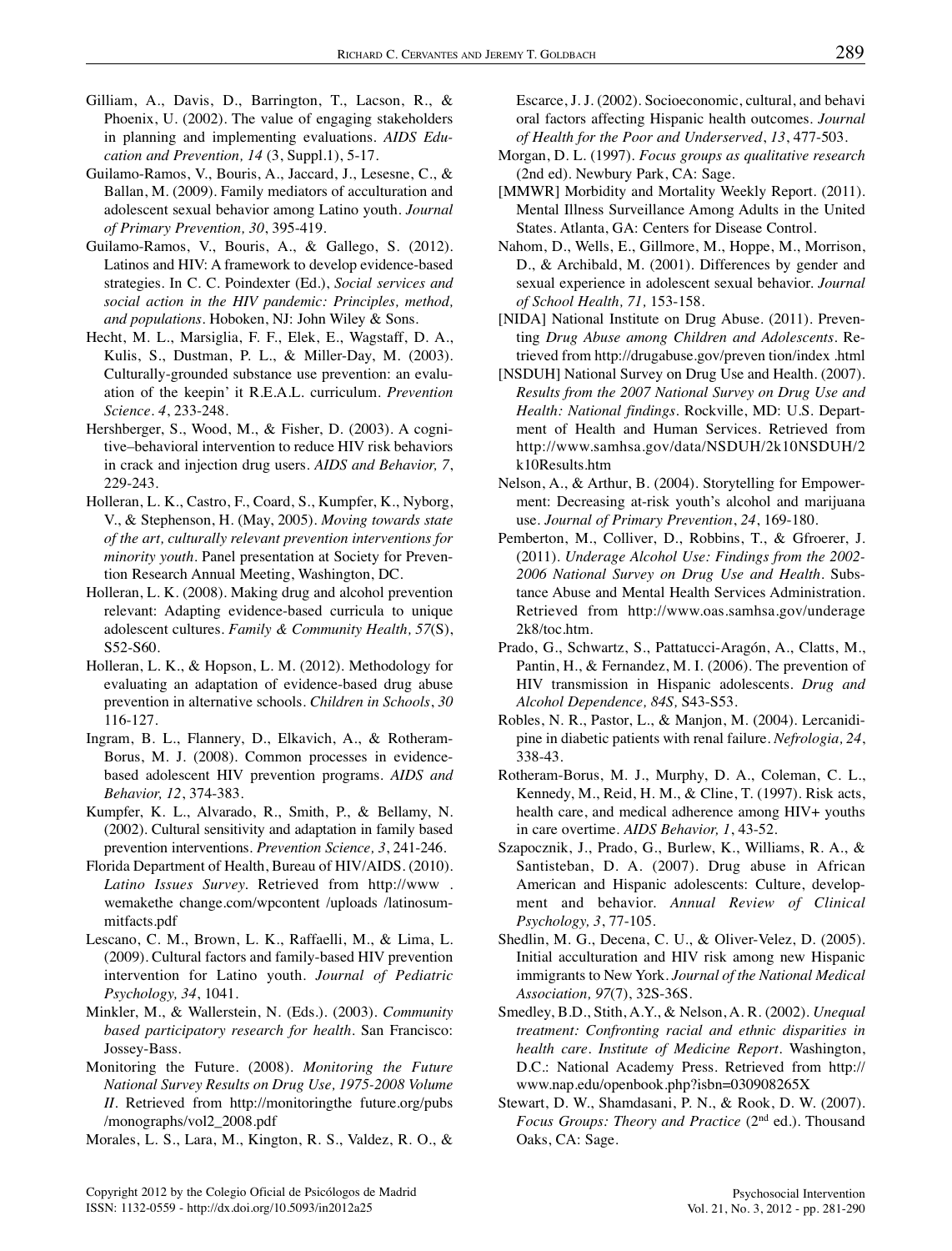Gilliam, A., Davis, D., Barrington, T., Lacson, R., & Phoenix, U. (2002). The value of engaging stakeholders in planning and implementing evaluations. *AIDS Education and Prevention, 14* (3, Suppl.1), 5-17.

Guilamo-Ramos, V., Bouris, A., Jaccard, J., Lesesne, C., & Ballan, M. (2009). Family mediators of acculturation and adolescent sexual behavior among Latino youth. *Journal of Primary Prevention, 30*, 395-419.

Guilamo-Ramos, V., Bouris, A., & Gallego, S. (2012). Latinos and HIV: A framework to develop evidence-based strategies. In C. C. Poindexter (Ed.), *Social services and social action in the HIV pandemic: Principles, method, and populations*. Hoboken, NJ: John Wiley & Sons.

Hecht, M. L., Marsiglia, F. F., Elek, E., Wagstaff, D. A., Kulis, S., Dustman, P. L., & Miller-Day, M. (2003). Culturally-grounded substance use prevention: an evaluation of the keepin' it R.E.A.L. curriculum. *Prevention Science*. *4*, 233-248.

Hershberger, S., Wood, M., & Fisher, D. (2003). A cognitive–behavioral intervention to reduce HIV risk behaviors in crack and injection drug users. *AIDS and Behavior, 7*, 229-243.

Holleran, L. K., Castro, F., Coard, S., Kumpfer, K., Nyborg, V., & Stephenson, H. (May, 2005). *Moving towards state of the art, culturally relevant prevention interventions for minority youth*. Panel presentation at Society for Prevention Research Annual Meeting, Washington, DC.

Holleran, L. K. (2008). Making drug and alcohol prevention relevant: Adapting evidence-based curricula to unique adolescent cultures. *Family & Community Health, 57*(S), S52-S60.

Holleran, L. K., & Hopson, L. M. (2012). Methodology for evaluating an adaptation of evidence-based drug abuse prevention in alternative schools. *Children in Schools*, *30* 116-127.

Ingram, B. L., Flannery, D., Elkavich, A., & Rotheram-Borus, M. J. (2008). Common processes in evidence-based adolescent HIV prevention programs. *AIDS and Behavior, 12*, 374-383.

Kumpfer, K. L., Alvarado, R., Smith, P., & Bellamy, N. (2002). Cultural sensitivity and adaptation in family based prevention interventions. *Prevention Science, 3*, 241-246.

Florida Department of Health, Bureau of HIV/AIDS. (2010). *Latino Issues Survey*. Retrieved from http://www . wemakethe change.com/wpcontent /uploads /latinosummitfacts.pdf

Lescano, C. M., Brown, L. K., Raffaelli, M., & Lima, L. (2009). Cultural factors and family-based HIV prevention intervention for Latino youth. *Journal of Pediatric Psychology, 34*, 1041.

Minkler, M., & Wallerstein, N. (Eds.). (2003). *Community based participatory research for health*. San Francisco: Jossey-Bass.

Monitoring the Future. (2008). *Monitoring the Future National Survey Results on Drug Use, 1975-2008 Volume II*. Retrieved from http://monitoringthe future.org/pubs /monographs/vol2_2008.pdf

Morales, L. S., Lara, M., Kington, R. S., Valdez, R. O., & Escarce, J. J. (2002). Socioeconomic, cultural, and behavi oral factors affecting Hispanic health outcomes. *Journal of Health for the Poor and Underserved*, *13*, 477-503.

Morgan, D. L. (1997). *Focus groups as qualitative research* (2nd ed). Newbury Park, CA: Sage.

[MMWR] Morbidity and Mortality Weekly Report. (2011). Mental Illness Surveillance Among Adults in the United States. Atlanta, GA: Centers for Disease Control.

Nahom, D., Wells, E., Gillmore, M., Hoppe, M., Morrison, D., & Archibald, M. (2001). Differences by gender and sexual experience in adolescent sexual behavior. *Journal of School Health, 71,* 153-158.

[NIDA] National Institute on Drug Abuse. (2011). Preventing *Drug Abuse among Children and Adolescents*. Retrieved from http://drugabuse.gov/preven tion/index .html

[NSDUH] National Survey on Drug Use and Health. (2007). *Results from the 2007 National Survey on Drug Use and Health: National findings*. Rockville, MD: U.S. Department of Health and Human Services. Retrieved from http://www.samhsa.gov/data/NSDUH/2k10NSDUH/2k10Results.htm

Nelson, A., & Arthur, B. (2004). Storytelling for Empowerment: Decreasing at-risk youth's alcohol and marijuana use. *Journal of Primary Prevention*, *24*, 169-180.

Pemberton, M., Colliver, D., Robbins, T., & Gfroerer, J. (2011). *Underage Alcohol Use: Findings from the 2002-2006 National Survey on Drug Use and Health*. Substance Abuse and Mental Health Services Administration. Retrieved from http://www.oas.samhsa.gov/underage 2k8/toc.htm.

Prado, G., Schwartz, S., Pattatucci-Aragón, A., Clatts, M., Pantin, H., & Fernandez, M. I. (2006). The prevention of HIV transmission in Hispanic adolescents. *Drug and Alcohol Dependence, 84S,* S43-S53.

Robles, N. R., Pastor, L., & Manjon, M. (2004). Lercanidipine in diabetic patients with renal failure. *Nefrologia, 24*, 338-43.

Rotheram-Borus, M. J., Murphy, D. A., Coleman, C. L., Kennedy, M., Reid, H. M., & Cline, T. (1997). Risk acts, health care, and medical adherence among HIV+ youths in care overtime. *AIDS Behavior, 1*, 43-52.

Szapocznik, J., Prado, G., Burlew, K., Williams, R. A., & Santisteban, D. A. (2007). Drug abuse in African American and Hispanic adolescents: Culture, development and behavior. *Annual Review of Clinical Psychology, 3*, 77-105.

Shedlin, M. G., Decena, C. U., & Oliver-Velez, D. (2005). Initial acculturation and HIV risk among new Hispanic immigrants to New York. *Journal of the National Medical Association, 97*(7), 32S-36S.

Smedley, B.D., Stith, A.Y., & Nelson, A. R. (2002). *Unequal treatment: Confronting racial and ethnic disparities in health care*. *Institute of Medicine Report*. Washington, D.C.: National Academy Press. Retrieved from http://www.nap.edu/openbook.php?isbn=030908265X

Stewart, D. W., Shamdasani, P. N., & Rook, D. W. (2007). *Focus Groups: Theory and Practice* (2nd ed.). Thousand Oaks, CA: Sage.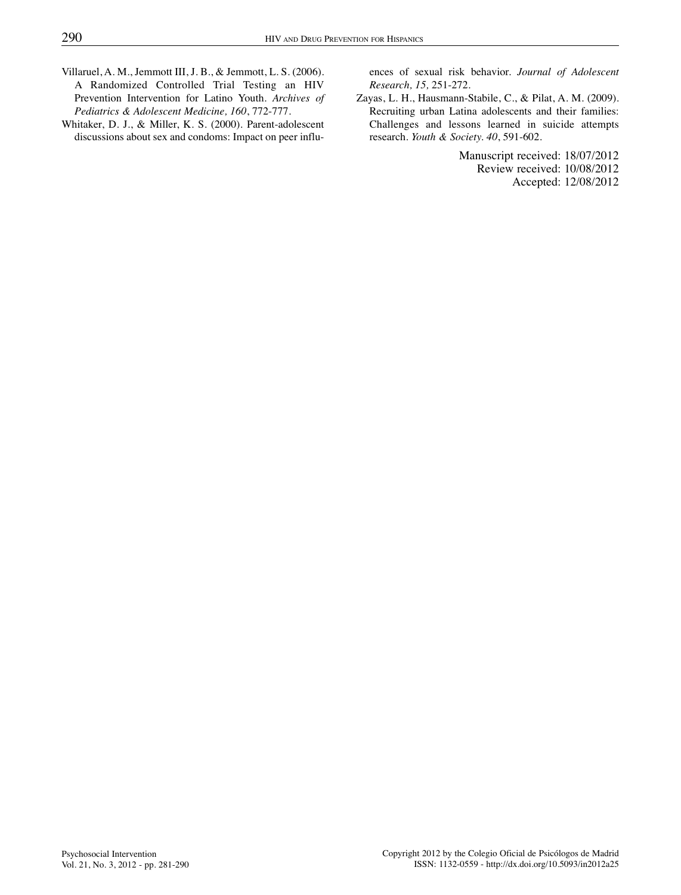Villaruel, A. M., Jemmott III, J. B., & Jemmott, L. S. (2006). A Randomized Controlled Trial Testing an HIV Prevention Intervention for Latino Youth. *Archives of Pediatrics & Adolescent Medicine, 160*, 772-777.

Whitaker, D. J., & Miller, K. S. (2000). Parent-adolescent discussions about sex and condoms: Impact on peer influences of sexual risk behavior. *Journal of Adolescent Research, 15,* 251-272.

Zayas, L. H., Hausmann-Stabile, C., & Pilat, A. M. (2009). Recruiting urban Latina adolescents and their families: Challenges and lessons learned in suicide attempts research. *Youth & Society. 40*, 591-602.

Manuscript received: 18/07/2012
Review received: 10/08/2012
Accepted: 12/08/2012